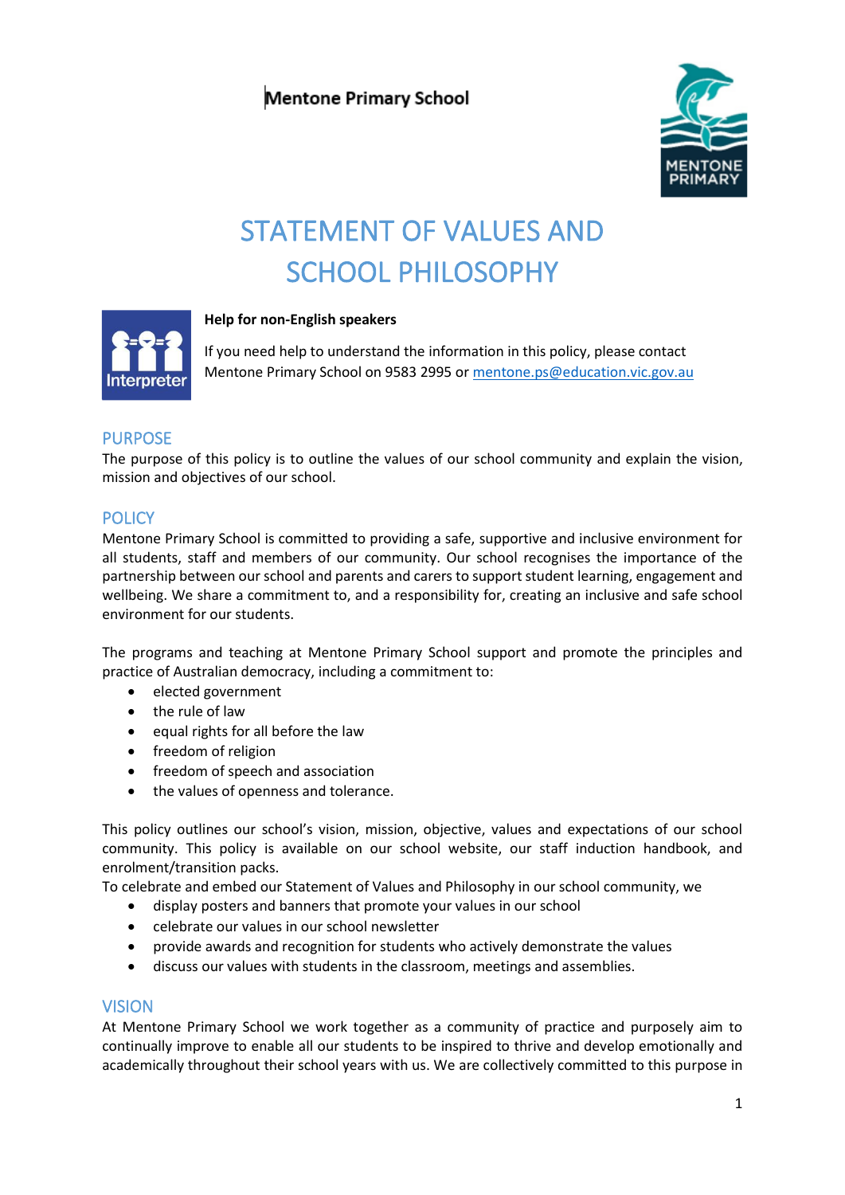Mentone Primary School

# STATEMENT OF VALUES AND SCHOOL PHILOSOPHY

**Help for non-English speakers**

If you need help to understand the information in this policy, please contact Mentone Primary School on 9583 2995 or mentone.ps@education.vic.gov.au

## PURPOSE

The purpose of this policy is to outline the values of our school community and explain the vision, mission and objectives of our school.

## POLICY

Mentone Primary School is committed to providing a safe, supportive and inclusive environment for all students, staff and members of our community. Our school recognises the importance of the partnership between our school and parents and carers to support student learning, engagement and wellbeing. We share a commitment to, and a responsibility for, creating an inclusive and safe school environment for our students.

The programs and teaching at Mentone Primary School support and promote the principles and practice of Australian democracy, including a commitment to:

- elected government
- the rule of law
- equal rights for all before the law
- freedom of religion
- freedom of speech and association
- the values of openness and tolerance.

This policy outlines our school's vision, mission, objective, values and expectations of our school community. This policy is available on our school website, our staff induction handbook, and enrolment/transition packs.

To celebrate and embed our Statement of Values and Philosophy in our school community, we

- display posters and banners that promote your values in our school
- celebrate our values in our school newsletter
- provide awards and recognition for students who actively demonstrate the values
- discuss our values with students in the classroom, meetings and assemblies.

## VISION

At Mentone Primary School we work together as a community of practice and purposely aim to continually improve to enable all our students to be inspired to thrive and develop emotionally and academically throughout their school years with us. We are collectively committed to this purpose in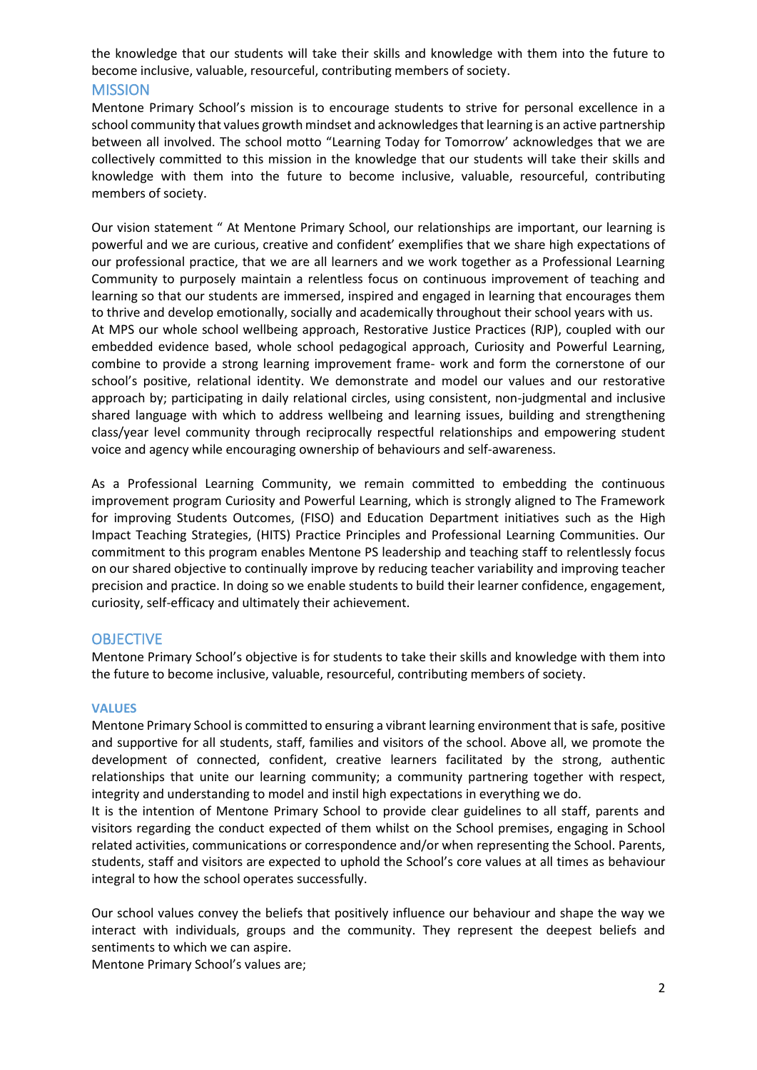the knowledge that our students will take their skills and knowledge with them into the future to become inclusive, valuable, resourceful, contributing members of society.

## MISSION

Mentone Primary School's mission is to encourage students to strive for personal excellence in a school community that values growth mindset and acknowledges that learning is an active partnership between all involved. The school motto "Learning Today for Tomorrow' acknowledges that we are collectively committed to this mission in the knowledge that our students will take their skills and knowledge with them into the future to become inclusive, valuable, resourceful, contributing members of society.

Our vision statement " At Mentone Primary School, our relationships are important, our learning is powerful and we are curious, creative and confident' exemplifies that we share high expectations of our professional practice, that we are all learners and we work together as a Professional Learning Community to purposely maintain a relentless focus on continuous improvement of teaching and learning so that our students are immersed, inspired and engaged in learning that encourages them to thrive and develop emotionally, socially and academically throughout their school years with us.
At MPS our whole school wellbeing approach, Restorative Justice Practices (RJP), coupled with our embedded evidence based, whole school pedagogical approach, Curiosity and Powerful Learning, combine to provide a strong learning improvement frame- work and form the cornerstone of our school's positive, relational identity. We demonstrate and model our values and our restorative approach by; participating in daily relational circles, using consistent, non-judgmental and inclusive shared language with which to address wellbeing and learning issues, building and strengthening class/year level community through reciprocally respectful relationships and empowering student voice and agency while encouraging ownership of behaviours and self-awareness.

As a Professional Learning Community, we remain committed to embedding the continuous improvement program Curiosity and Powerful Learning, which is strongly aligned to The Framework for improving Students Outcomes, (FISO) and Education Department initiatives such as the High Impact Teaching Strategies, (HITS) Practice Principles and Professional Learning Communities. Our commitment to this program enables Mentone PS leadership and teaching staff to relentlessly focus on our shared objective to continually improve by reducing teacher variability and improving teacher precision and practice. In doing so we enable students to build their learner confidence, engagement, curiosity, self-efficacy and ultimately their achievement.

## OBJECTIVE

Mentone Primary School's objective is for students to take their skills and knowledge with them into the future to become inclusive, valuable, resourceful, contributing members of society.

### VALUES

Mentone Primary School is committed to ensuring a vibrant learning environment that is safe, positive and supportive for all students, staff, families and visitors of the school. Above all, we promote the development of connected, confident, creative learners facilitated by the strong, authentic relationships that unite our learning community; a community partnering together with respect, integrity and understanding to model and instil high expectations in everything we do.
It is the intention of Mentone Primary School to provide clear guidelines to all staff, parents and visitors regarding the conduct expected of them whilst on the School premises, engaging in School related activities, communications or correspondence and/or when representing the School. Parents, students, staff and visitors are expected to uphold the School's core values at all times as behaviour integral to how the school operates successfully.

Our school values convey the beliefs that positively influence our behaviour and shape the way we interact with individuals, groups and the community. They represent the deepest beliefs and sentiments to which we can aspire.
Mentone Primary School's values are;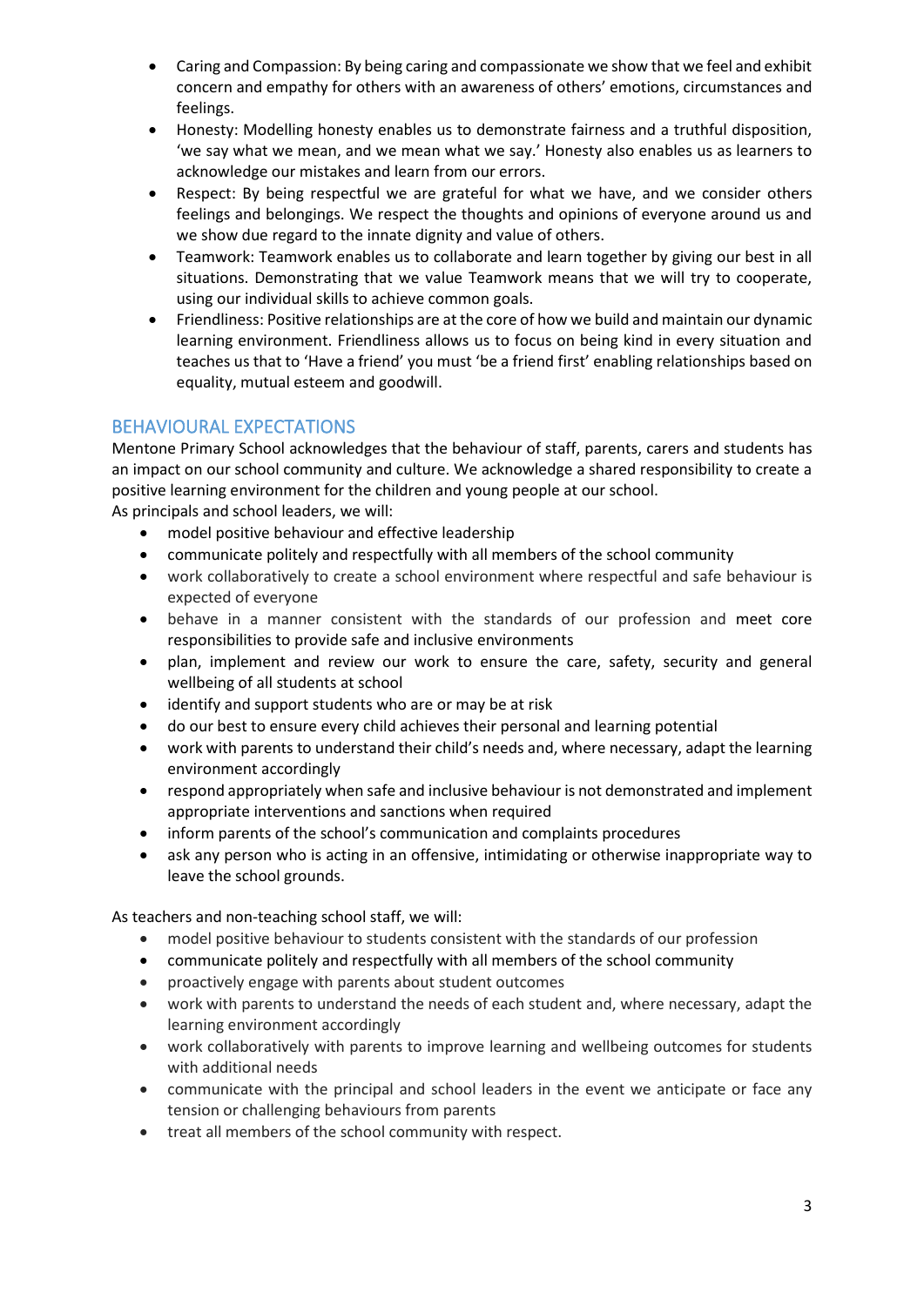- Caring and Compassion: By being caring and compassionate we show that we feel and exhibit concern and empathy for others with an awareness of others' emotions, circumstances and feelings.
- Honesty: Modelling honesty enables us to demonstrate fairness and a truthful disposition, 'we say what we mean, and we mean what we say.' Honesty also enables us as learners to acknowledge our mistakes and learn from our errors.
- Respect: By being respectful we are grateful for what we have, and we consider others feelings and belongings. We respect the thoughts and opinions of everyone around us and we show due regard to the innate dignity and value of others.
- Teamwork: Teamwork enables us to collaborate and learn together by giving our best in all situations. Demonstrating that we value Teamwork means that we will try to cooperate, using our individual skills to achieve common goals.
- Friendliness: Positive relationships are at the core of how we build and maintain our dynamic learning environment. Friendliness allows us to focus on being kind in every situation and teaches us that to 'Have a friend' you must 'be a friend first' enabling relationships based on equality, mutual esteem and goodwill.

## BEHAVIOURAL EXPECTATIONS

Mentone Primary School acknowledges that the behaviour of staff, parents, carers and students has an impact on our school community and culture. We acknowledge a shared responsibility to create a positive learning environment for the children and young people at our school.
As principals and school leaders, we will:

- model positive behaviour and effective leadership
- communicate politely and respectfully with all members of the school community
- work collaboratively to create a school environment where respectful and safe behaviour is expected of everyone
- behave in a manner consistent with the standards of our profession and meet core responsibilities to provide safe and inclusive environments
- plan, implement and review our work to ensure the care, safety, security and general wellbeing of all students at school
- identify and support students who are or may be at risk
- do our best to ensure every child achieves their personal and learning potential
- work with parents to understand their child's needs and, where necessary, adapt the learning environment accordingly
- respond appropriately when safe and inclusive behaviour is not demonstrated and implement appropriate interventions and sanctions when required
- inform parents of the school's communication and complaints procedures
- ask any person who is acting in an offensive, intimidating or otherwise inappropriate way to leave the school grounds.

As teachers and non-teaching school staff, we will:

- model positive behaviour to students consistent with the standards of our profession
- communicate politely and respectfully with all members of the school community
- proactively engage with parents about student outcomes
- work with parents to understand the needs of each student and, where necessary, adapt the learning environment accordingly
- work collaboratively with parents to improve learning and wellbeing outcomes for students with additional needs
- communicate with the principal and school leaders in the event we anticipate or face any tension or challenging behaviours from parents
- treat all members of the school community with respect.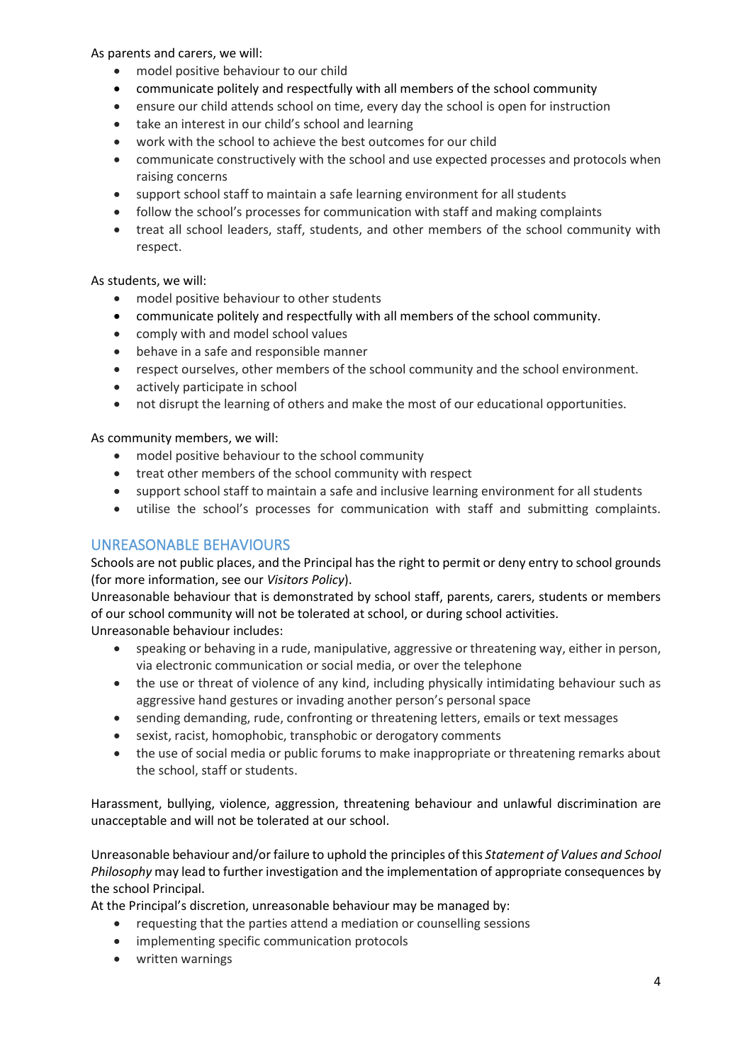As parents and carers, we will:

- model positive behaviour to our child
- communicate politely and respectfully with all members of the school community
- ensure our child attends school on time, every day the school is open for instruction
- take an interest in our child's school and learning
- work with the school to achieve the best outcomes for our child
- communicate constructively with the school and use expected processes and protocols when raising concerns
- support school staff to maintain a safe learning environment for all students
- follow the school's processes for communication with staff and making complaints
- treat all school leaders, staff, students, and other members of the school community with respect.

As students, we will:

- model positive behaviour to other students
- communicate politely and respectfully with all members of the school community.
- comply with and model school values
- behave in a safe and responsible manner
- respect ourselves, other members of the school community and the school environment.
- actively participate in school
- not disrupt the learning of others and make the most of our educational opportunities.

As community members, we will:

- model positive behaviour to the school community
- treat other members of the school community with respect
- support school staff to maintain a safe and inclusive learning environment for all students
- utilise the school's processes for communication with staff and submitting complaints.

## UNREASONABLE BEHAVIOURS

Schools are not public places, and the Principal has the right to permit or deny entry to school grounds (for more information, see our *Visitors Policy*).
Unreasonable behaviour that is demonstrated by school staff, parents, carers, students or members of our school community will not be tolerated at school, or during school activities.
Unreasonable behaviour includes:

- speaking or behaving in a rude, manipulative, aggressive or threatening way, either in person, via electronic communication or social media, or over the telephone
- the use or threat of violence of any kind, including physically intimidating behaviour such as aggressive hand gestures or invading another person's personal space
- sending demanding, rude, confronting or threatening letters, emails or text messages
- sexist, racist, homophobic, transphobic or derogatory comments
- the use of social media or public forums to make inappropriate or threatening remarks about the school, staff or students.

Harassment, bullying, violence, aggression, threatening behaviour and unlawful discrimination are unacceptable and will not be tolerated at our school.

Unreasonable behaviour and/or failure to uphold the principles of this *Statement of Values and School Philosophy* may lead to further investigation and the implementation of appropriate consequences by the school Principal.
At the Principal's discretion, unreasonable behaviour may be managed by:

- requesting that the parties attend a mediation or counselling sessions
- implementing specific communication protocols
- written warnings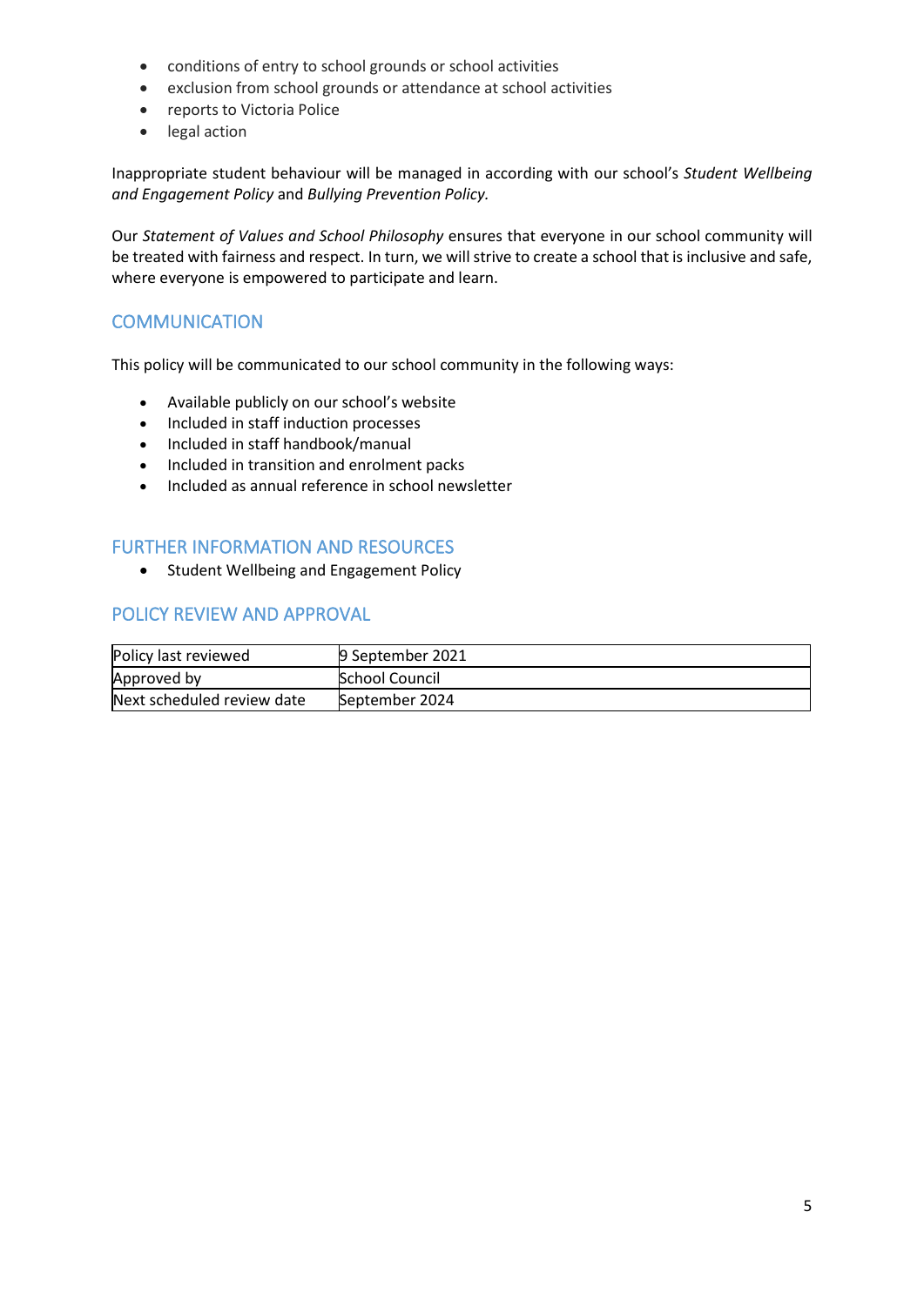- conditions of entry to school grounds or school activities
- exclusion from school grounds or attendance at school activities
- reports to Victoria Police
- legal action

Inappropriate student behaviour will be managed in according with our school's *Student Wellbeing and Engagement Policy* and *Bullying Prevention Policy.*

Our *Statement of Values and School Philosophy* ensures that everyone in our school community will be treated with fairness and respect. In turn, we will strive to create a school that is inclusive and safe, where everyone is empowered to participate and learn.

## COMMUNICATION

This policy will be communicated to our school community in the following ways:

- Available publicly on our school's website
- Included in staff induction processes
- Included in staff handbook/manual
- Included in transition and enrolment packs
- Included as annual reference in school newsletter

## FURTHER INFORMATION AND RESOURCES

- Student Wellbeing and Engagement Policy

## POLICY REVIEW AND APPROVAL

| | |
|---|---|
| Policy last reviewed | 9 September 2021 |
| Approved by | School Council |
| Next scheduled review date | September 2024 |